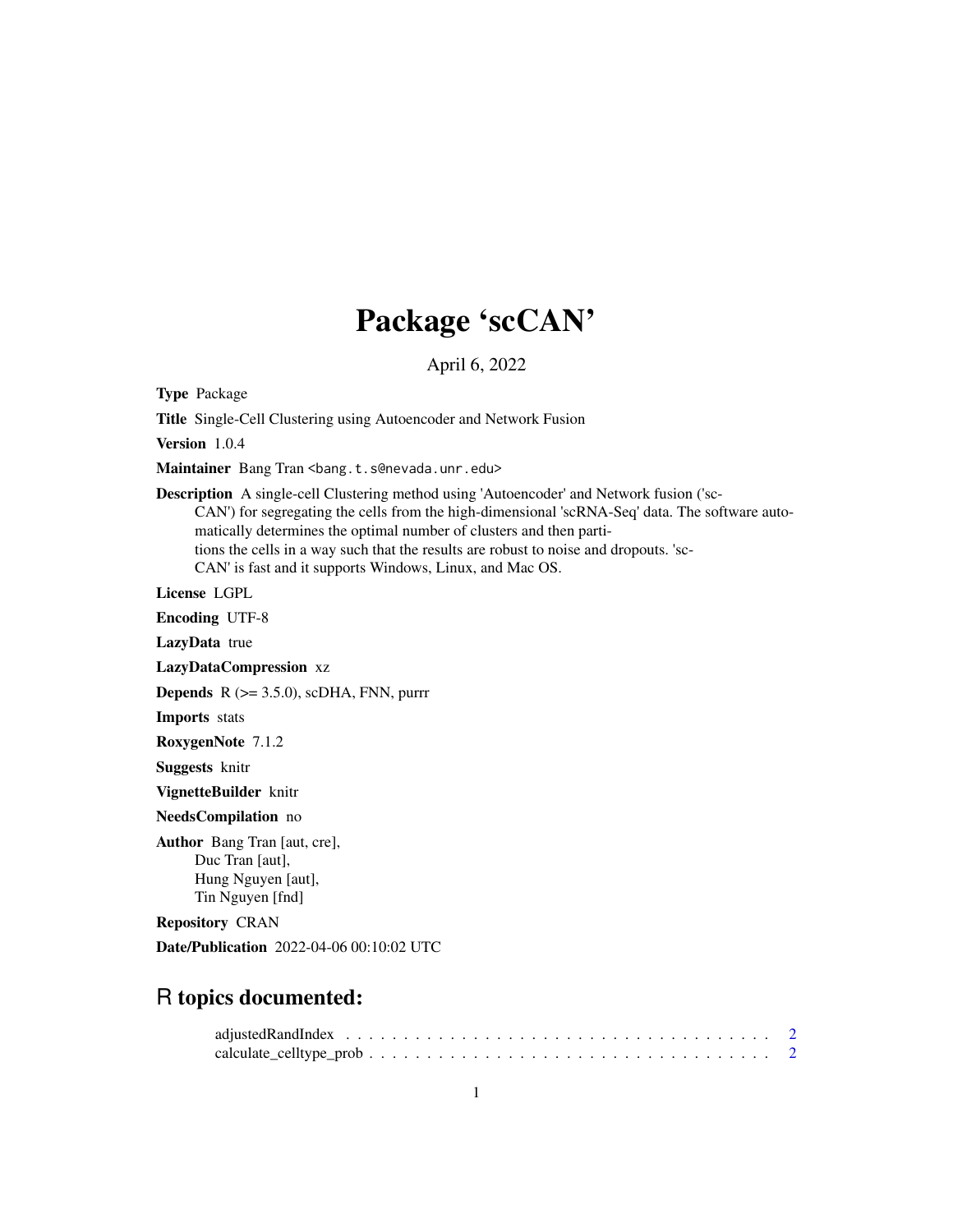# Package 'scCAN'

April 6, 2022

**Type** Package

**Title** Single-Cell Clustering using Autoencoder and Network Fusion

**Version** 1.0.4

**Maintainer** Bang Tran <bang.t.s@nevada.unr.edu>

**Description** A single-cell Clustering method using 'Autoencoder' and Network fusion ('scCAN') for segregating the cells from the high-dimensional 'scRNA-Seq' data. The software automatically determines the optimal number of clusters and then partitions the cells in a way such that the results are robust to noise and dropouts. 'scCAN' is fast and it supports Windows, Linux, and Mac OS.

**License** LGPL

**Encoding** UTF-8

**LazyData** true

**LazyDataCompression** xz

**Depends** R (>= 3.5.0), scDHA, FNN, purrr

**Imports** stats

**RoxygenNote** 7.1.2

**Suggests** knitr

**VignetteBuilder** knitr

**NeedsCompilation** no

**Author** Bang Tran [aut, cre],
Duc Tran [aut],
Hung Nguyen [aut],
Tin Nguyen [fnd]

**Repository** CRAN

**Date/Publication** 2022-04-06 00:10:02 UTC

## R topics documented:

adjustedRandIndex . . . . . . . . . . . . . . . . . . . . . . . . . . . . . . . . . . . . 2
calculate_celltype_prob . . . . . . . . . . . . . . . . . . . . . . . . . . . . . . . . . 2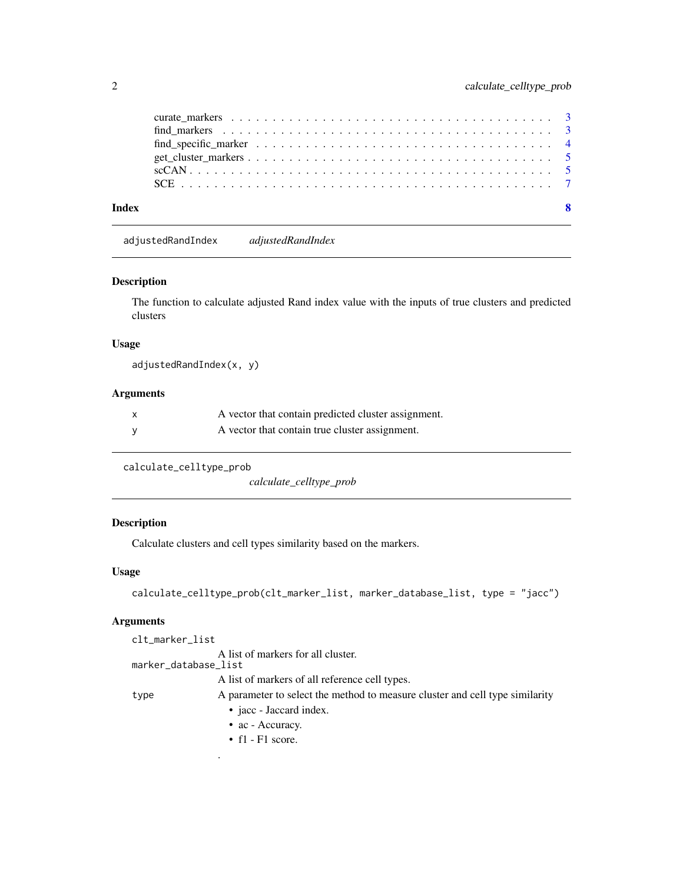- curate_markers . . . . . . . . . . . . . . . . . . . . . . . . . . . . . . . . . . . . . 3
- find_markers . . . . . . . . . . . . . . . . . . . . . . . . . . . . . . . . . . . . . . 3
- find_specific_marker . . . . . . . . . . . . . . . . . . . . . . . . . . . . . . . . . . 4
- get_cluster_markers . . . . . . . . . . . . . . . . . . . . . . . . . . . . . . . . . . . 5
- scCAN . . . . . . . . . . . . . . . . . . . . . . . . . . . . . . . . . . . . . . . . . . 5
- SCE . . . . . . . . . . . . . . . . . . . . . . . . . . . . . . . . . . . . . . . . . . . 7

**Index** 8

---

## adjustedRandIndex *adjustedRandIndex*

### Description

The function to calculate adjusted Rand index value with the inputs of true clusters and predicted clusters

### Usage

```
adjustedRandIndex(x, y)
```

### Arguments

| | |
|---|---|
| `x` | A vector that contain predicted cluster assignment. |
| `y` | A vector that contain true cluster assignment. |

---

## calculate_celltype_prob *calculate_celltype_prob*

### Description

Calculate clusters and cell types similarity based on the markers.

### Usage

```
calculate_celltype_prob(clt_marker_list, marker_database_list, type = "jacc")
```

### Arguments

| | |
|---|---|
| `clt_marker_list` | A list of markers for all cluster. |
| `marker_database_list` | A list of markers of all reference cell types. |
| `type` | A parameter to select the method to measure cluster and cell type similarity<br>• jacc - Jaccard index.<br>• ac - Accuracy.<br>• f1 - F1 score.<br>. |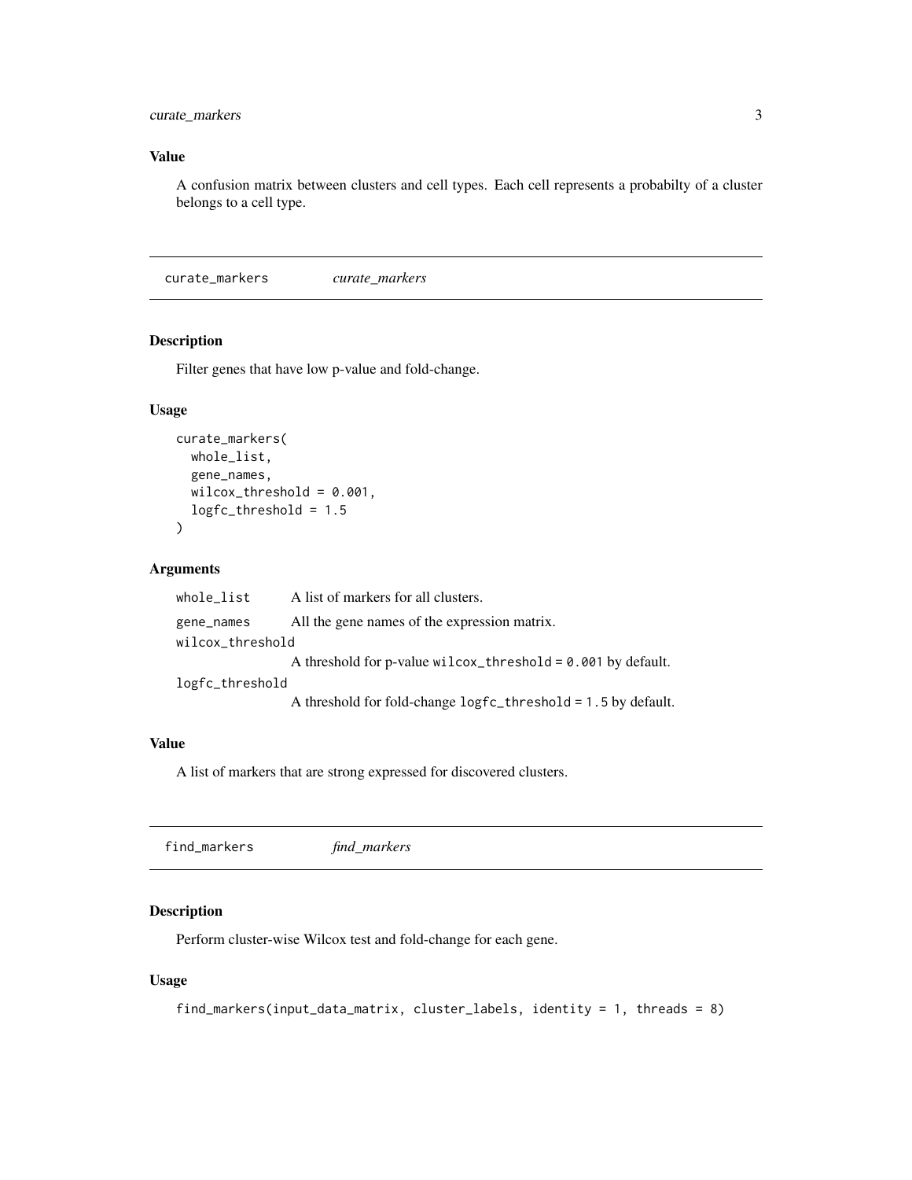### Value

A confusion matrix between clusters and cell types. Each cell represents a probabilty of a cluster belongs to a cell type.

---

## curate_markers *curate_markers*

---

### Description

Filter genes that have low p-value and fold-change.

### Usage

```
curate_markers(
  whole_list,
  gene_names,
  wilcox_threshold = 0.001,
  logfc_threshold = 1.5
)
```

### Arguments

| | |
|---|---|
| whole_list | A list of markers for all clusters. |
| gene_names | All the gene names of the expression matrix. |
| wilcox_threshold | A threshold for p-value `wilcox_threshold = 0.001` by default. |
| logfc_threshold | A threshold for fold-change `logfc_threshold = 1.5` by default. |

### Value

A list of markers that are strong expressed for discovered clusters.

---

## find_markers *find_markers*

---

### Description

Perform cluster-wise Wilcox test and fold-change for each gene.

### Usage

```
find_markers(input_data_matrix, cluster_labels, identity = 1, threads = 8)
```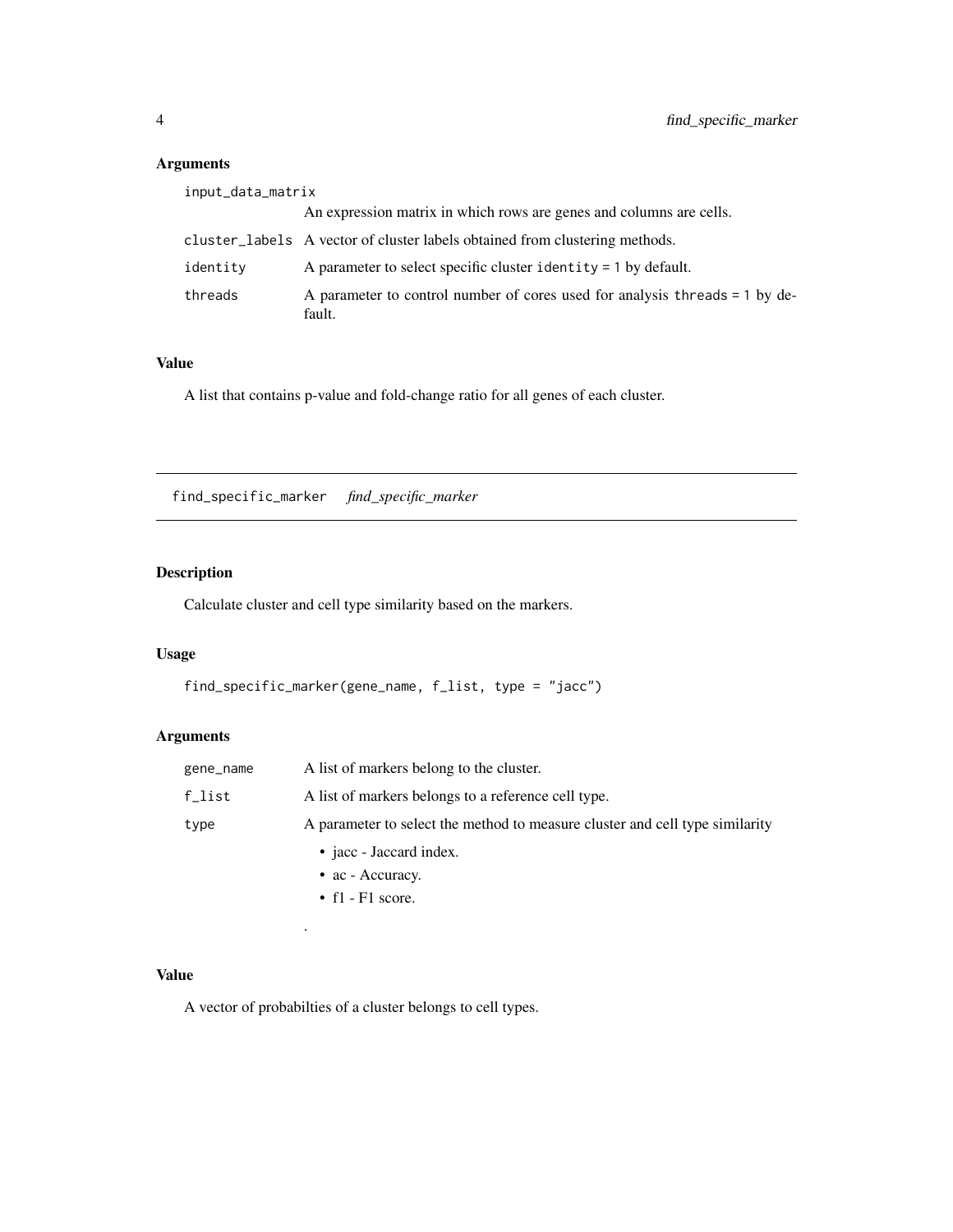### Arguments

| | |
|---|---|
| input_data_matrix | An expression matrix in which rows are genes and columns are cells. |
| cluster_labels | A vector of cluster labels obtained from clustering methods. |
| identity | A parameter to select specific cluster identity = 1 by default. |
| threads | A parameter to control number of cores used for analysis threads = 1 by default. |

### Value

A list that contains p-value and fold-change ratio for all genes of each cluster.

---

## find_specific_marker    *find_specific_marker*

---

### Description

Calculate cluster and cell type similarity based on the markers.

### Usage

```
find_specific_marker(gene_name, f_list, type = "jacc")
```

### Arguments

| | |
|---|---|
| gene_name | A list of markers belong to the cluster. |
| f_list | A list of markers belongs to a reference cell type. |
| type | A parameter to select the method to measure cluster and cell type similarity<br>• jacc - Jaccard index.<br>• ac - Accuracy.<br>• f1 - F1 score.<br><br>. |

### Value

A vector of probabilties of a cluster belongs to cell types.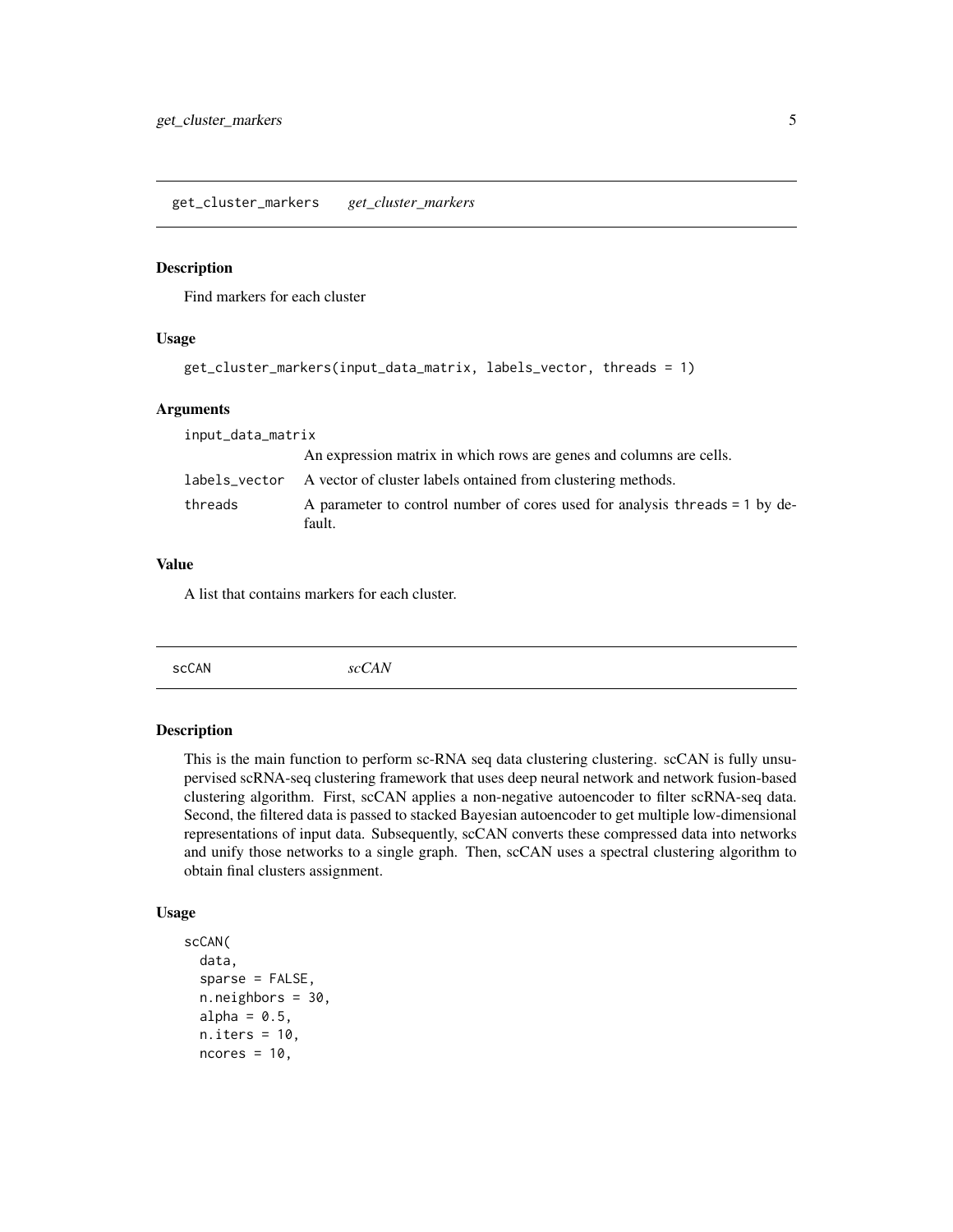## get_cluster_markers *get_cluster_markers*

### Description

Find markers for each cluster

### Usage

```
get_cluster_markers(input_data_matrix, labels_vector, threads = 1)
```

### Arguments

| | |
|---|---|
| input_data_matrix | An expression matrix in which rows are genes and columns are cells. |
| labels_vector | A vector of cluster labels ontained from clustering methods. |
| threads | A parameter to control number of cores used for analysis threads = 1 by default. |

### Value

A list that contains markers for each cluster.

## scCAN *scCAN*

### Description

This is the main function to perform sc-RNA seq data clustering clustering. scCAN is fully unsupervised scRNA-seq clustering framework that uses deep neural network and network fusion-based clustering algorithm. First, scCAN applies a non-negative autoencoder to filter scRNA-seq data. Second, the filtered data is passed to stacked Bayesian autoencoder to get multiple low-dimensional representations of input data. Subsequently, scCAN converts these compressed data into networks and unify those networks to a single graph. Then, scCAN uses a spectral clustering algorithm to obtain final clusters assignment.

### Usage

```
scCAN(
  data,
  sparse = FALSE,
  n.neighbors = 30,
  alpha = 0.5,
  n.iters = 10,
  ncores = 10,
```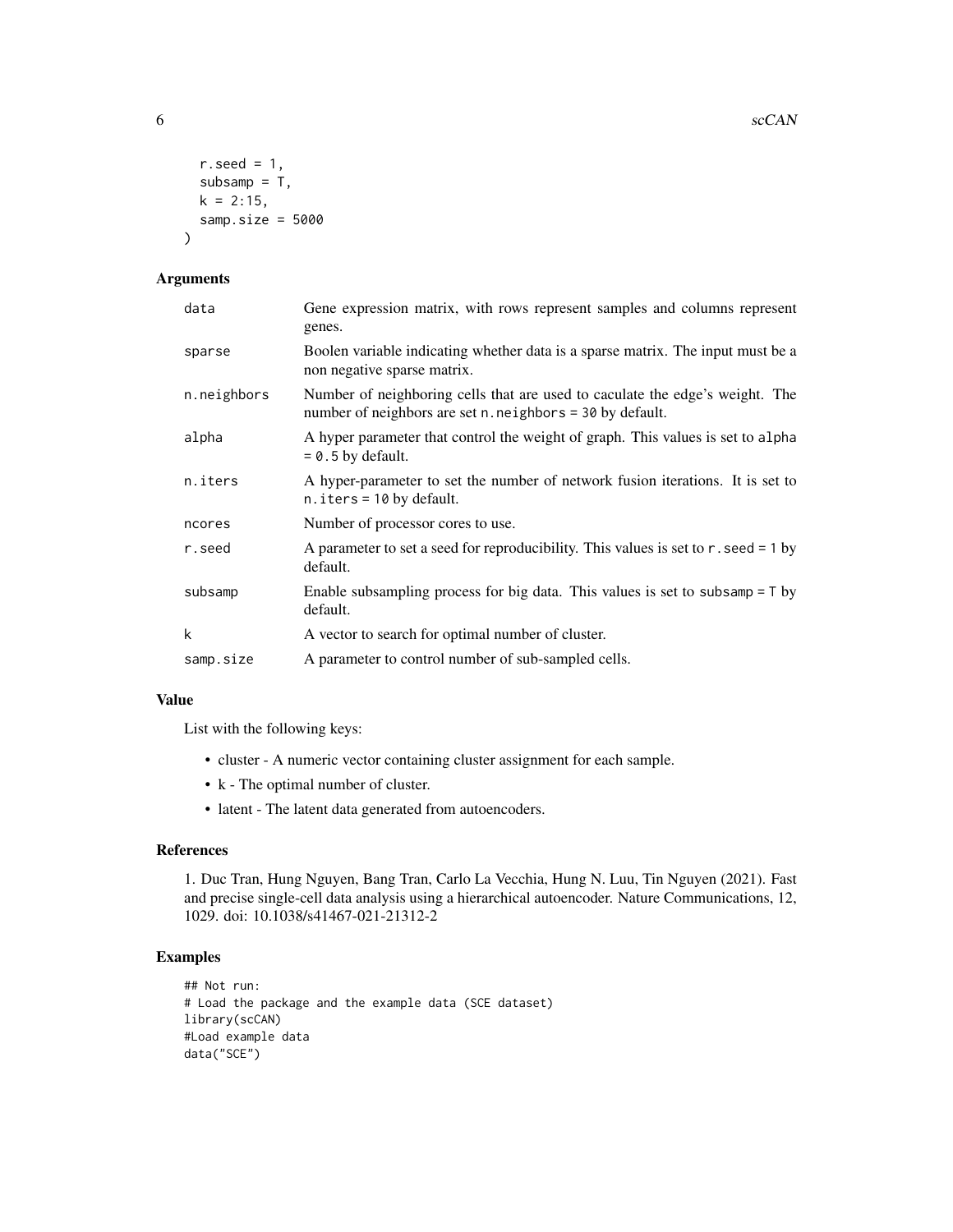```
  r.seed = 1,
  subsamp = T,
  k = 2:15,
  samp.size = 5000
)
```

## Arguments

| | |
|---|---|
| data | Gene expression matrix, with rows represent samples and columns represent genes. |
| sparse | Boolen variable indicating whether data is a sparse matrix. The input must be a non negative sparse matrix. |
| n.neighbors | Number of neighboring cells that are used to caculate the edge's weight. The number of neighbors are set n.neighbors = 30 by default. |
| alpha | A hyper parameter that control the weight of graph. This values is set to alpha = 0.5 by default. |
| n.iters | A hyper-parameter to set the number of network fusion iterations. It is set to n.iters = 10 by default. |
| ncores | Number of processor cores to use. |
| r.seed | A parameter to set a seed for reproducibility. This values is set to r.seed = 1 by default. |
| subsamp | Enable subsampling process for big data. This values is set to subsamp = T by default. |
| k | A vector to search for optimal number of cluster. |
| samp.size | A parameter to control number of sub-sampled cells. |

## Value

List with the following keys:

- cluster - A numeric vector containing cluster assignment for each sample.
- k - The optimal number of cluster.
- latent - The latent data generated from autoencoders.

## References

1. Duc Tran, Hung Nguyen, Bang Tran, Carlo La Vecchia, Hung N. Luu, Tin Nguyen (2021). Fast and precise single-cell data analysis using a hierarchical autoencoder. Nature Communications, 12, 1029. doi: 10.1038/s41467-021-21312-2

## Examples

```
## Not run:
# Load the package and the example data (SCE dataset)
library(scCAN)
#Load example data
data("SCE")
```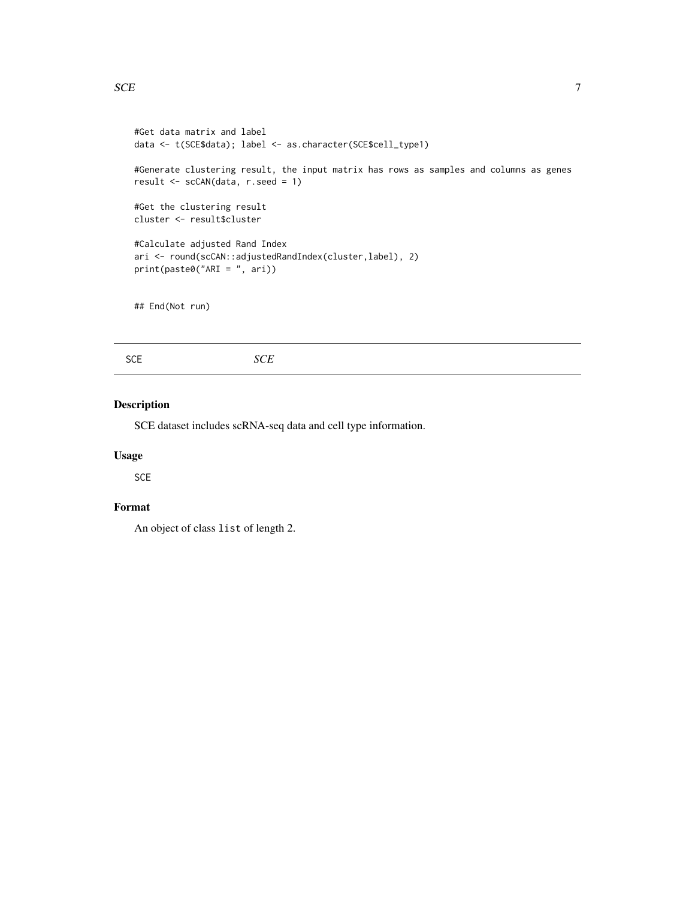```
#Get data matrix and label
data <- t(SCE$data); label <- as.character(SCE$cell_type1)

#Generate clustering result, the input matrix has rows as samples and columns as genes
result <- scCAN(data, r.seed = 1)

#Get the clustering result
cluster <- result$cluster

#Calculate adjusted Rand Index
ari <- round(scCAN::adjustedRandIndex(cluster,label), 2)
print(paste0("ARI = ", ari))


## End(Not run)
```

---

SCE *SCE*

---

### Description

SCE dataset includes scRNA-seq data and cell type information.

### Usage

```
SCE
```

### Format

An object of class `list` of length 2.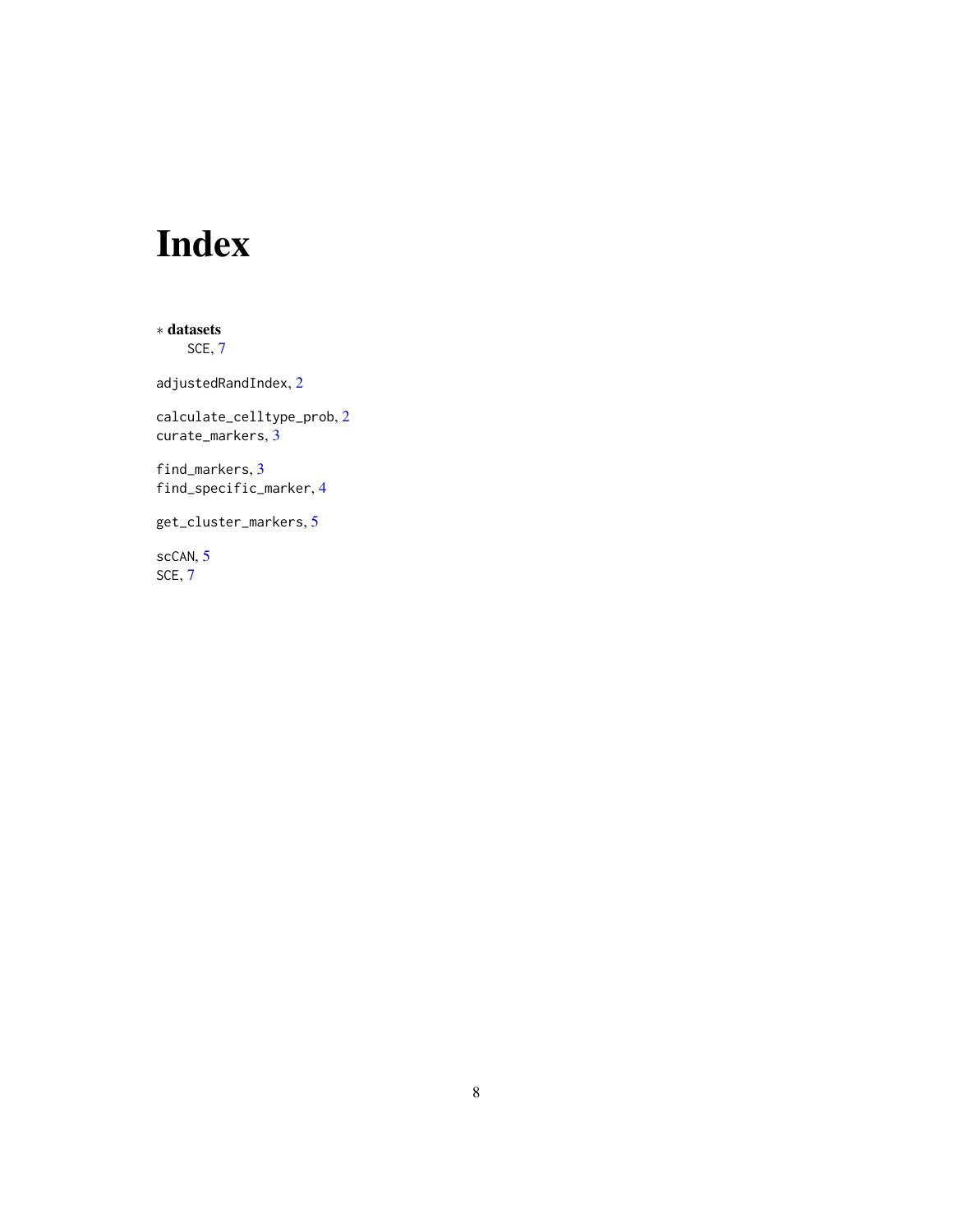# Index

∗ **datasets**
    SCE, 7

adjustedRandIndex, 2

calculate_celltype_prob, 2
curate_markers, 3

find_markers, 3
find_specific_marker, 4

get_cluster_markers, 5

scCAN, 5
SCE, 7